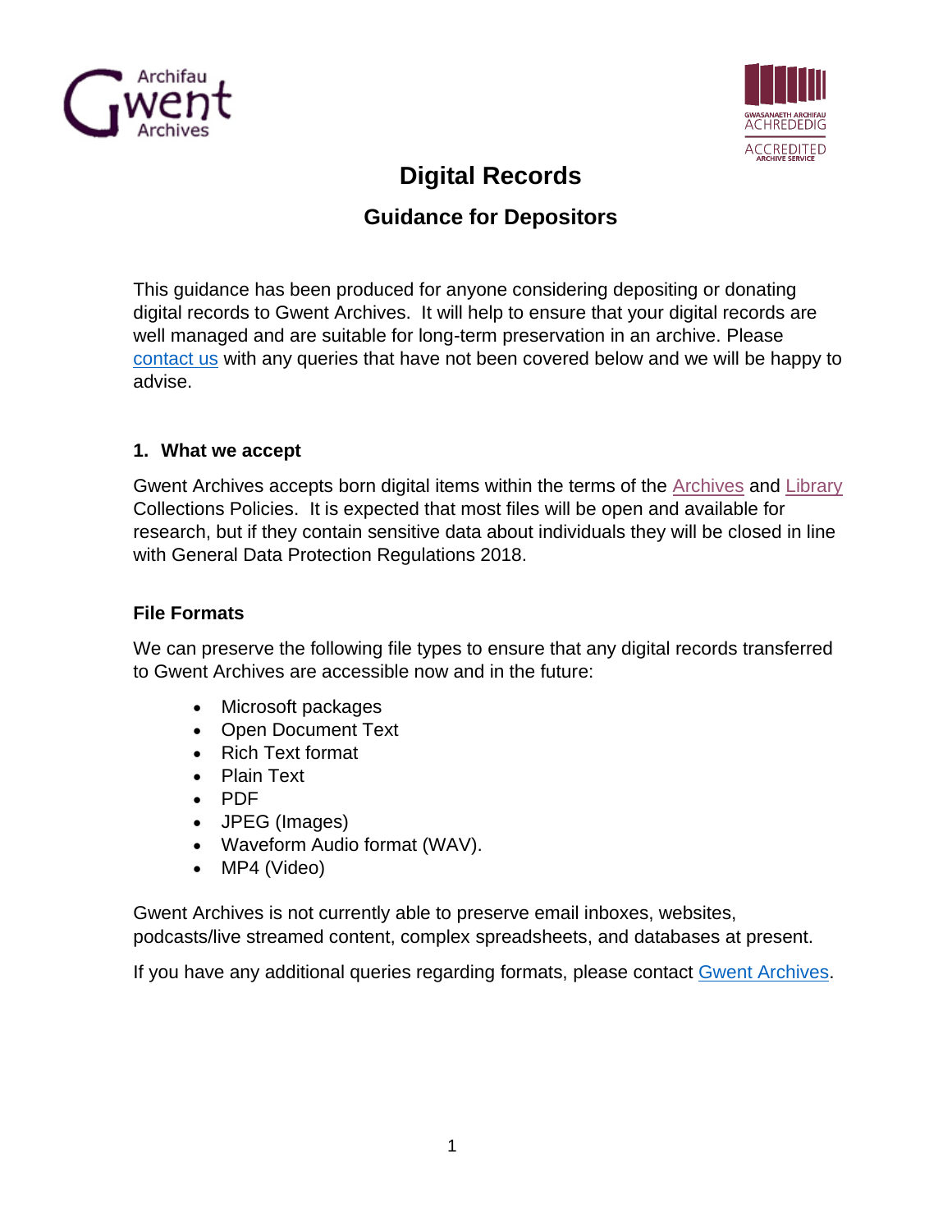# Digital Records

## Guidance for Depositors

This guidance has been produced for anyone considering depositing or donating digital records to Gwent Archives. It will help to ensure that your digital records are well managed and are suitable for long-term preservation in an archive. Please contact us with any queries that have not been covered below and we will be happy to advise.

### 1. What we accept

Gwent Archives accepts born digital items within the terms of the Archives and Library Collections Policies. It is expected that most files will be open and available for research, but if they contain sensitive data about individuals they will be closed in line with General Data Protection Regulations 2018.

### File Formats

We can preserve the following file types to ensure that any digital records transferred to Gwent Archives are accessible now and in the future:

- Microsoft packages
- Open Document Text
- Rich Text format
- Plain Text
- PDF
- JPEG (Images)
- Waveform Audio format (WAV).
- MP4 (Video)

Gwent Archives is not currently able to preserve email inboxes, websites, podcasts/live streamed content, complex spreadsheets, and databases at present.

If you have any additional queries regarding formats, please contact Gwent Archives.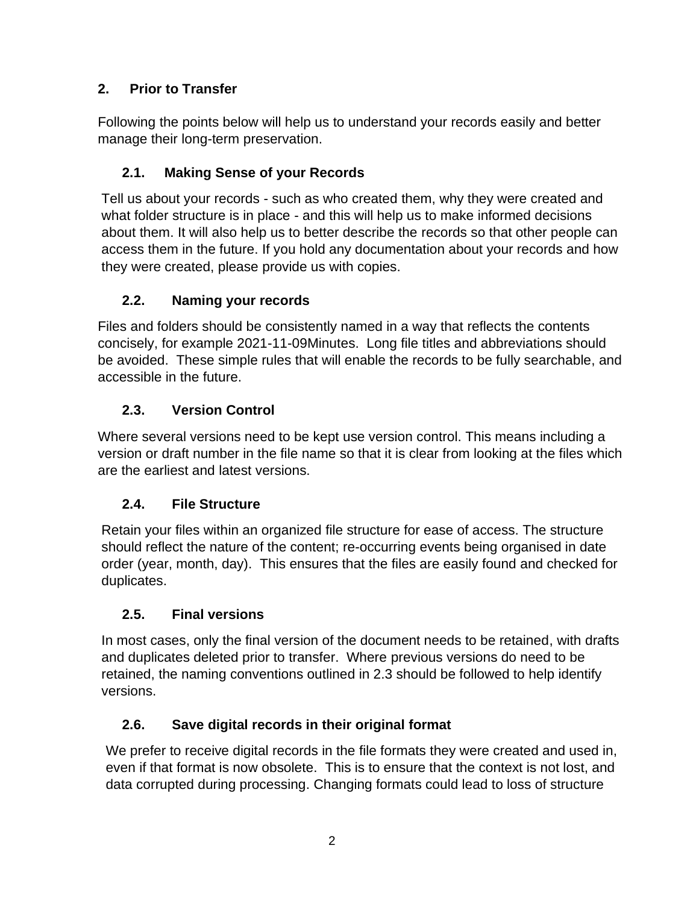## 2. Prior to Transfer

Following the points below will help us to understand your records easily and better manage their long-term preservation.

### 2.1. Making Sense of your Records

Tell us about your records - such as who created them, why they were created and what folder structure is in place - and this will help us to make informed decisions about them. It will also help us to better describe the records so that other people can access them in the future. If you hold any documentation about your records and how they were created, please provide us with copies.

### 2.2. Naming your records

Files and folders should be consistently named in a way that reflects the contents concisely, for example 2021-11-09Minutes. Long file titles and abbreviations should be avoided. These simple rules that will enable the records to be fully searchable, and accessible in the future.

### 2.3. Version Control

Where several versions need to be kept use version control. This means including a version or draft number in the file name so that it is clear from looking at the files which are the earliest and latest versions.

### 2.4. File Structure

Retain your files within an organized file structure for ease of access. The structure should reflect the nature of the content; re-occurring events being organised in date order (year, month, day). This ensures that the files are easily found and checked for duplicates.

### 2.5. Final versions

In most cases, only the final version of the document needs to be retained, with drafts and duplicates deleted prior to transfer. Where previous versions do need to be retained, the naming conventions outlined in 2.3 should be followed to help identify versions.

### 2.6. Save digital records in their original format

We prefer to receive digital records in the file formats they were created and used in, even if that format is now obsolete. This is to ensure that the context is not lost, and data corrupted during processing. Changing formats could lead to loss of structure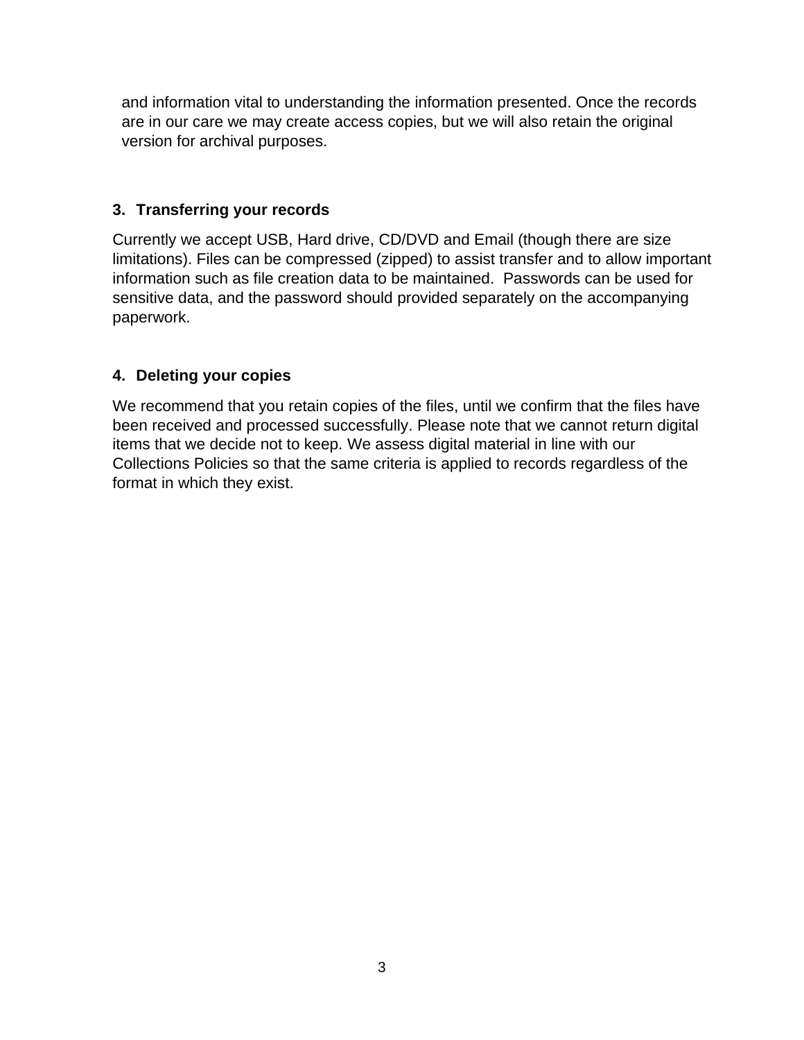and information vital to understanding the information presented. Once the records are in our care we may create access copies, but we will also retain the original version for archival purposes.

## 3. Transferring your records

Currently we accept USB, Hard drive, CD/DVD and Email (though there are size limitations). Files can be compressed (zipped) to assist transfer and to allow important information such as file creation data to be maintained. Passwords can be used for sensitive data, and the password should provided separately on the accompanying paperwork.

## 4. Deleting your copies

We recommend that you retain copies of the files, until we confirm that the files have been received and processed successfully. Please note that we cannot return digital items that we decide not to keep. We assess digital material in line with our Collections Policies so that the same criteria is applied to records regardless of the format in which they exist.